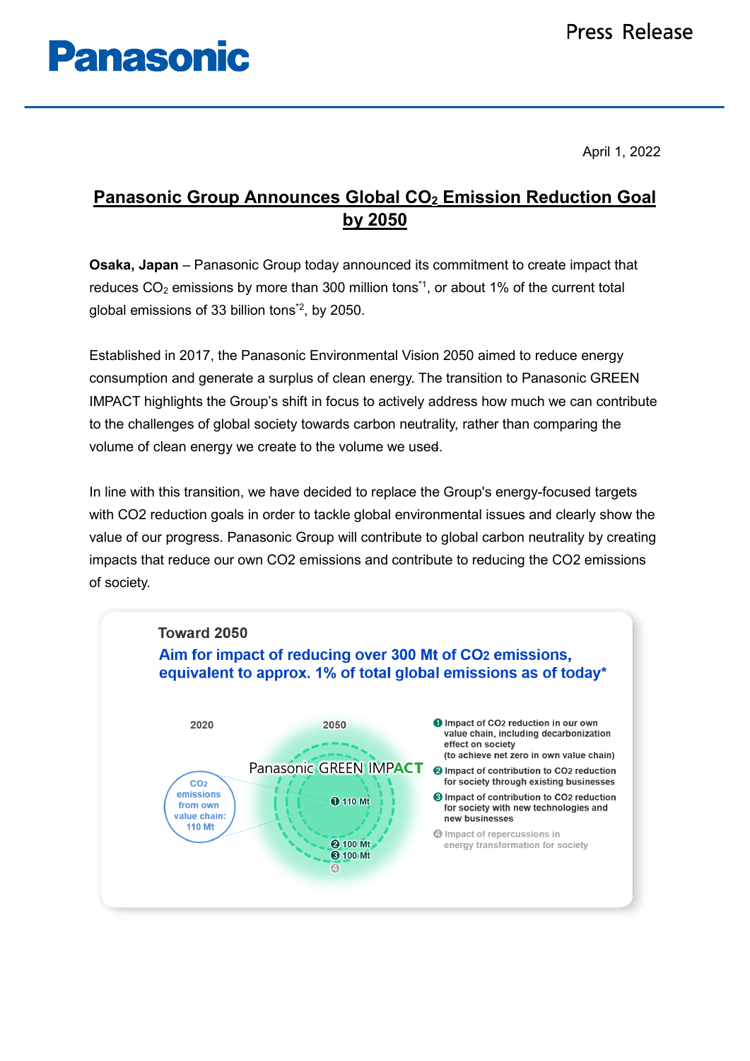April 1, 2022

# Panasonic Group Announces Global $CO_2$ Emission Reduction Goal by 2050

**Osaka, Japan** – Panasonic Group today announced its commitment to create impact that reduces $CO_2$ emissions by more than 300 million tons[*1], or about 1% of the current total global emissions of 33 billion tons[*2], by 2050.

Established in 2017, the Panasonic Environmental Vision 2050 aimed to reduce energy consumption and generate a surplus of clean energy. The transition to Panasonic GREEN IMPACT highlights the Group's shift in focus to actively address how much we can contribute to the challenges of global society towards carbon neutrality, rather than comparing the volume of clean energy we create to the volume we used.

In line with this transition, we have decided to replace the Group's energy-focused targets with CO2 reduction goals in order to tackle global environmental issues and clearly show the value of our progress. Panasonic Group will contribute to global carbon neutrality by creating impacts that reduce our own CO2 emissions and contribute to reducing the CO2 emissions of society.

**Toward 2050**

**Aim for impact of reducing over 300 Mt of $CO_2$ emissions, equivalent to approx. 1% of total global emissions as of today***

2020 — $CO_2$ emissions from own value chain: 110 Mt

2050 — Panasonic GREEN IMPACT

- ❶ 110 Mt
- ❷ 100 Mt
- ❸ 100 Mt
- ❹

❶ Impact of $CO_2$ reduction in our own value chain, including decarbonization effect on society (to achieve net zero in own value chain)

❷ Impact of contribution to $CO_2$ reduction for society through existing businesses

❸ Impact of contribution to $CO_2$ reduction for society with new technologies and new businesses

❹ Impact of repercussions in energy transformation for society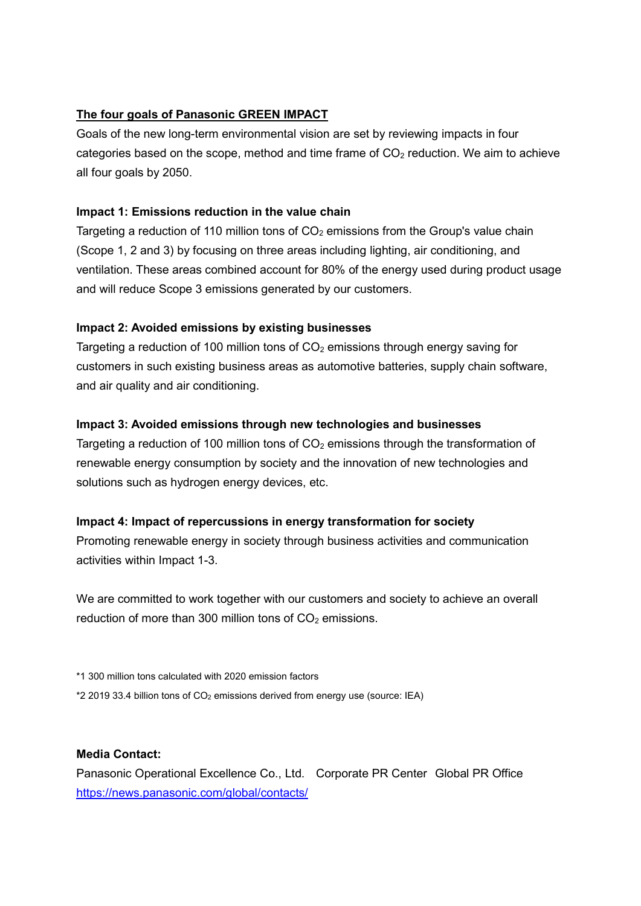## The four goals of Panasonic GREEN IMPACT

Goals of the new long-term environmental vision are set by reviewing impacts in four categories based on the scope, method and time frame of $CO_2$ reduction. We aim to achieve all four goals by 2050.

### Impact 1: Emissions reduction in the value chain

Targeting a reduction of 110 million tons of $CO_2$ emissions from the Group's value chain (Scope 1, 2 and 3) by focusing on three areas including lighting, air conditioning, and ventilation. These areas combined account for 80% of the energy used during product usage and will reduce Scope 3 emissions generated by our customers.

### Impact 2: Avoided emissions by existing businesses

Targeting a reduction of 100 million tons of $CO_2$ emissions through energy saving for customers in such existing business areas as automotive batteries, supply chain software, and air quality and air conditioning.

### Impact 3: Avoided emissions through new technologies and businesses

Targeting a reduction of 100 million tons of $CO_2$ emissions through the transformation of renewable energy consumption by society and the innovation of new technologies and solutions such as hydrogen energy devices, etc.

### Impact 4: Impact of repercussions in energy transformation for society

Promoting renewable energy in society through business activities and communication activities within Impact 1-3.

We are committed to work together with our customers and society to achieve an overall reduction of more than 300 million tons of $CO_2$ emissions.

*1 300 million tons calculated with 2020 emission factors

*2 2019 33.4 billion tons of $CO_2$ emissions derived from energy use (source: IEA)

**Media Contact:**

Panasonic Operational Excellence Co., Ltd.　Corporate PR Center　Global PR Office
https://news.panasonic.com/global/contacts/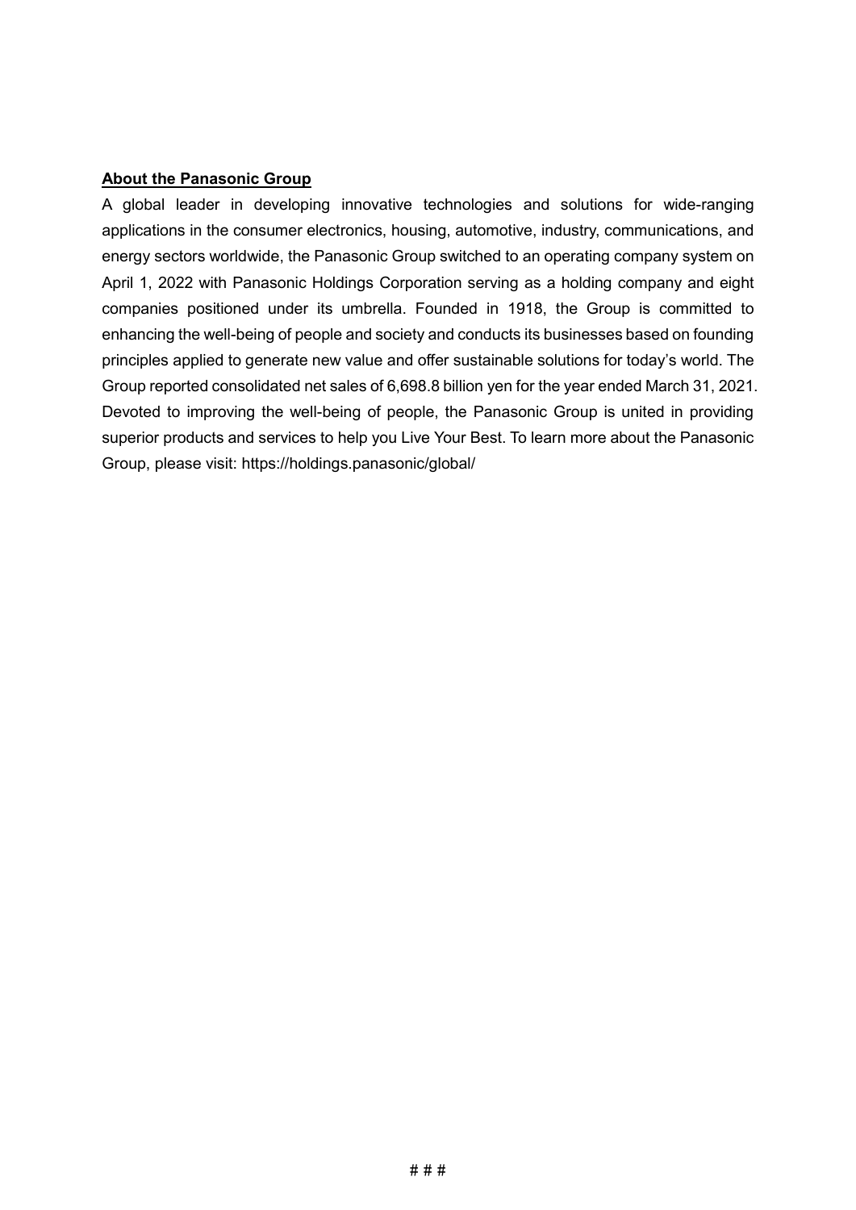**About the Panasonic Group**

A global leader in developing innovative technologies and solutions for wide-ranging applications in the consumer electronics, housing, automotive, industry, communications, and energy sectors worldwide, the Panasonic Group switched to an operating company system on April 1, 2022 with Panasonic Holdings Corporation serving as a holding company and eight companies positioned under its umbrella. Founded in 1918, the Group is committed to enhancing the well-being of people and society and conducts its businesses based on founding principles applied to generate new value and offer sustainable solutions for today's world. The Group reported consolidated net sales of 6,698.8 billion yen for the year ended March 31, 2021. Devoted to improving the well-being of people, the Panasonic Group is united in providing superior products and services to help you Live Your Best. To learn more about the Panasonic Group, please visit: https://holdings.panasonic/global/

# # #